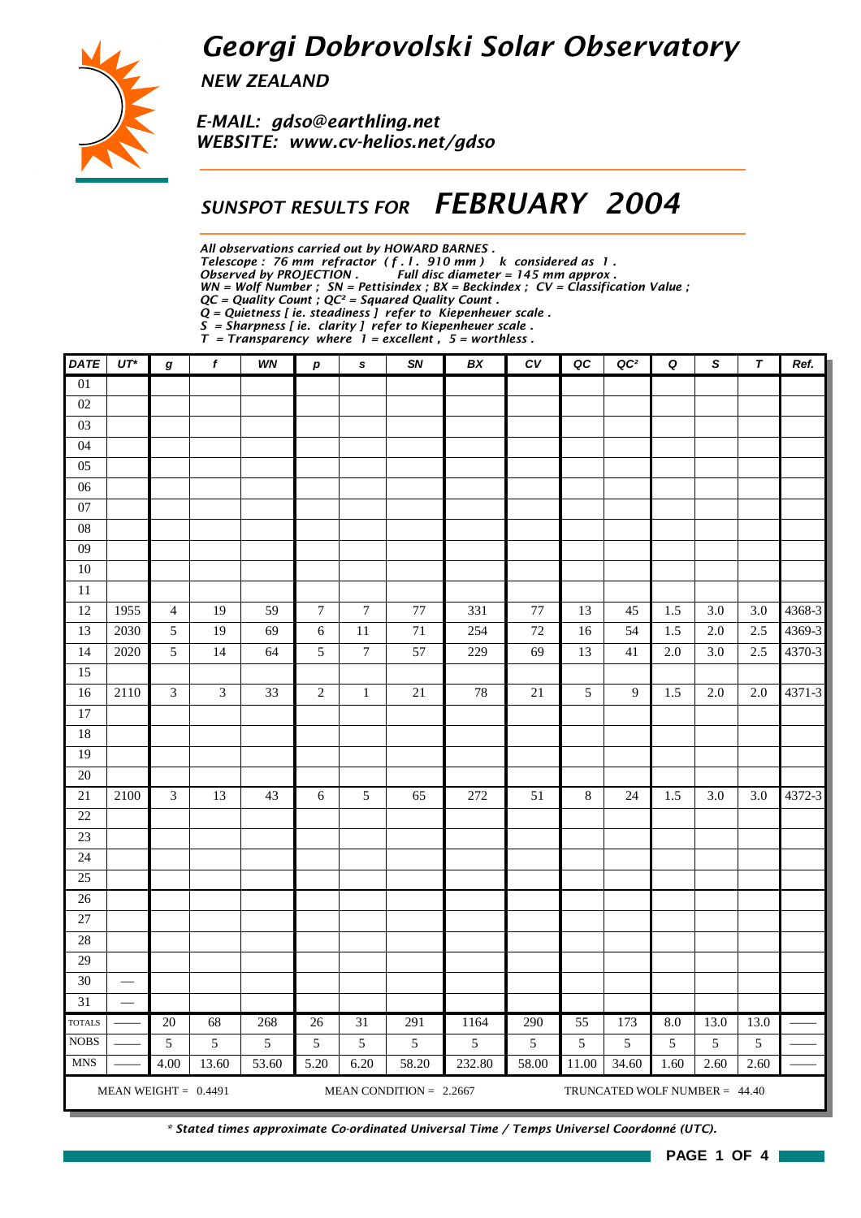# Georgi Dobrovolski Solar Observatory

*NEW ZEALAND*

*E-MAIL: gdso@earthling.net*
*WEBSITE: www.cv-helios.net/gdso*

## SUNSPOT RESULTS FOR *FEBRUARY 2004*

*All observations carried out by HOWARD BARNES .*
*Telescope : 76 mm refractor ( f . l . 910 mm ) k considered as 1 .*
*Observed by PROJECTION . Full disc diameter = 145 mm approx .*
*WN = Wolf Number ; SN = Pettisindex ; BX = Beckindex ; CV = Classification Value ;*
*QC = Quality Count ; QC² = Squared Quality Count .*
*Q = Quietness [ ie. steadiness ] refer to Kiepenheuer scale .*
*S = Sharpness [ ie. clarity ] refer to Kiepenheuer scale .*
*T = Transparency where 1 = excellent , 5 = worthless .*

| DATE | UT* | g | f | WN | p | s | SN | BX | CV | QC | QC² | Q | S | T | Ref. |
|---|---|---|---|---|---|---|---|---|---|---|---|---|---|---|---|
| 01 | | | | | | | | | | | | | | | |
| 02 | | | | | | | | | | | | | | | |
| 03 | | | | | | | | | | | | | | | |
| 04 | | | | | | | | | | | | | | | |
| 05 | | | | | | | | | | | | | | | |
| 06 | | | | | | | | | | | | | | | |
| 07 | | | | | | | | | | | | | | | |
| 08 | | | | | | | | | | | | | | | |
| 09 | | | | | | | | | | | | | | | |
| 10 | | | | | | | | | | | | | | | |
| 11 | | | | | | | | | | | | | | | |
| 12 | 1955 | 4 | 19 | 59 | 7 | 7 | 77 | 331 | 77 | 13 | 45 | 1.5 | 3.0 | 3.0 | 4368-3 |
| 13 | 2030 | 5 | 19 | 69 | 6 | 11 | 71 | 254 | 72 | 16 | 54 | 1.5 | 2.0 | 2.5 | 4369-3 |
| 14 | 2020 | 5 | 14 | 64 | 5 | 7 | 57 | 229 | 69 | 13 | 41 | 2.0 | 3.0 | 2.5 | 4370-3 |
| 15 | | | | | | | | | | | | | | | |
| 16 | 2110 | 3 | 3 | 33 | 2 | 1 | 21 | 78 | 21 | 5 | 9 | 1.5 | 2.0 | 2.0 | 4371-3 |
| 17 | | | | | | | | | | | | | | | |
| 18 | | | | | | | | | | | | | | | |
| 19 | | | | | | | | | | | | | | | |
| 20 | | | | | | | | | | | | | | | |
| 21 | 2100 | 3 | 13 | 43 | 6 | 5 | 65 | 272 | 51 | 8 | 24 | 1.5 | 3.0 | 3.0 | 4372-3 |
| 22 | | | | | | | | | | | | | | | |
| 23 | | | | | | | | | | | | | | | |
| 24 | | | | | | | | | | | | | | | |
| 25 | | | | | | | | | | | | | | | |
| 26 | | | | | | | | | | | | | | | |
| 27 | | | | | | | | | | | | | | | |
| 28 | | | | | | | | | | | | | | | |
| 29 | | | | | | | | | | | | | | | |
| 30 | — | | | | | | | | | | | | | | |
| 31 | — | | | | | | | | | | | | | | |
| TOTALS | —— | 20 | 68 | 268 | 26 | 31 | 291 | 1164 | 290 | 55 | 173 | 8.0 | 13.0 | 13.0 | —— |
| NOBS | —— | 5 | 5 | 5 | 5 | 5 | 5 | 5 | 5 | 5 | 5 | 5 | 5 | 5 | —— |
| MNS | —— | 4.00 | 13.60 | 53.60 | 5.20 | 6.20 | 58.20 | 232.80 | 58.00 | 11.00 | 34.60 | 1.60 | 2.60 | 2.60 | —— |

MEAN WEIGHT = 0.4491 MEAN CONDITION = 2.2667 TRUNCATED WOLF NUMBER = 44.40

*\* Stated times approximate Co-ordinated Universal Time / Temps Universel Coordonné (UTC).*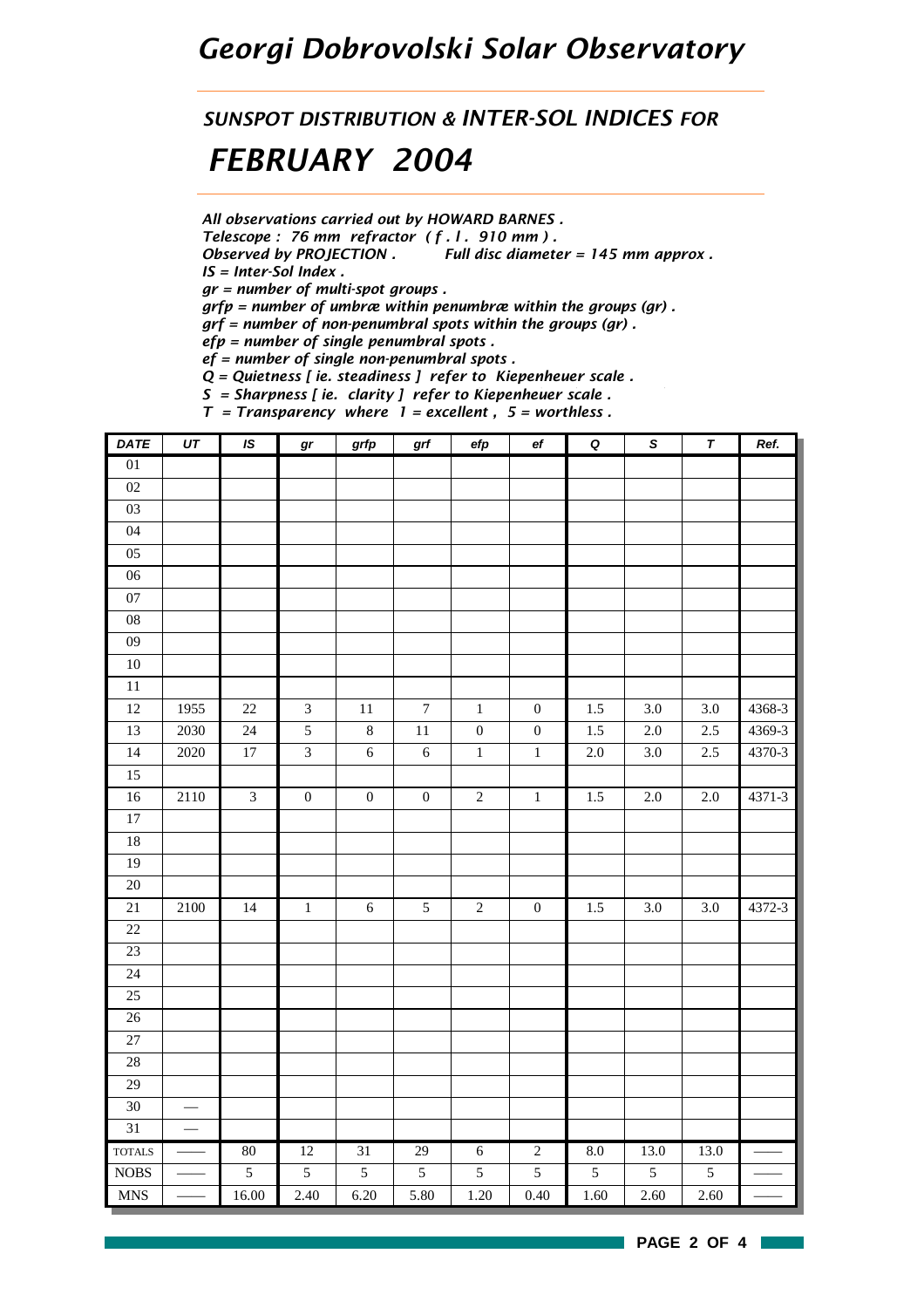# Georgi Dobrovolski Solar Observatory

## *SUNSPOT DISTRIBUTION & INTER-SOL INDICES FOR*

## *FEBRUARY 2004*

*All observations carried out by HOWARD BARNES .*
*Telescope : 76 mm refractor ( f . l . 910 mm ) .*
*Observed by PROJECTION .  Full disc diameter = 145 mm approx .*
*IS = Inter-Sol Index .*
*gr = number of multi-spot groups .*
*grfp = number of umbræ within penumbræ within the groups (gr) .*
*grf = number of non-penumbral spots within the groups (gr) .*
*efp = number of single penumbral spots .*
*ef = number of single non-penumbral spots .*
*Q = Quietness [ ie. steadiness ] refer to Kiepenheuer scale .*
*S = Sharpness [ ie. clarity ] refer to Kiepenheuer scale .*
*T = Transparency where 1 = excellent , 5 = worthless .*

| DATE | UT | IS | gr | grfp | grf | efp | ef | Q | S | T | Ref. |
|---|---|---|---|---|---|---|---|---|---|---|---|
| 01 | | | | | | | | | | | |
| 02 | | | | | | | | | | | |
| 03 | | | | | | | | | | | |
| 04 | | | | | | | | | | | |
| 05 | | | | | | | | | | | |
| 06 | | | | | | | | | | | |
| 07 | | | | | | | | | | | |
| 08 | | | | | | | | | | | |
| 09 | | | | | | | | | | | |
| 10 | | | | | | | | | | | |
| 11 | | | | | | | | | | | |
| 12 | 1955 | 22 | 3 | 11 | 7 | 1 | 0 | 1.5 | 3.0 | 3.0 | 4368-3 |
| 13 | 2030 | 24 | 5 | 8 | 11 | 0 | 0 | 1.5 | 2.0 | 2.5 | 4369-3 |
| 14 | 2020 | 17 | 3 | 6 | 6 | 1 | 1 | 2.0 | 3.0 | 2.5 | 4370-3 |
| 15 | | | | | | | | | | | |
| 16 | 2110 | 3 | 0 | 0 | 0 | 2 | 1 | 1.5 | 2.0 | 2.0 | 4371-3 |
| 17 | | | | | | | | | | | |
| 18 | | | | | | | | | | | |
| 19 | | | | | | | | | | | |
| 20 | | | | | | | | | | | |
| 21 | 2100 | 14 | 1 | 6 | 5 | 2 | 0 | 1.5 | 3.0 | 3.0 | 4372-3 |
| 22 | | | | | | | | | | | |
| 23 | | | | | | | | | | | |
| 24 | | | | | | | | | | | |
| 25 | | | | | | | | | | | |
| 26 | | | | | | | | | | | |
| 27 | | | | | | | | | | | |
| 28 | | | | | | | | | | | |
| 29 | | | | | | | | | | | |
| 30 | — | | | | | | | | | | |
| 31 | — | | | | | | | | | | |
| TOTALS | —— | 80 | 12 | 31 | 29 | 6 | 2 | 8.0 | 13.0 | 13.0 | —— |
| NOBS | —— | 5 | 5 | 5 | 5 | 5 | 5 | 5 | 5 | 5 | —— |
| MNS | —— | 16.00 | 2.40 | 6.20 | 5.80 | 1.20 | 0.40 | 1.60 | 2.60 | 2.60 | —— |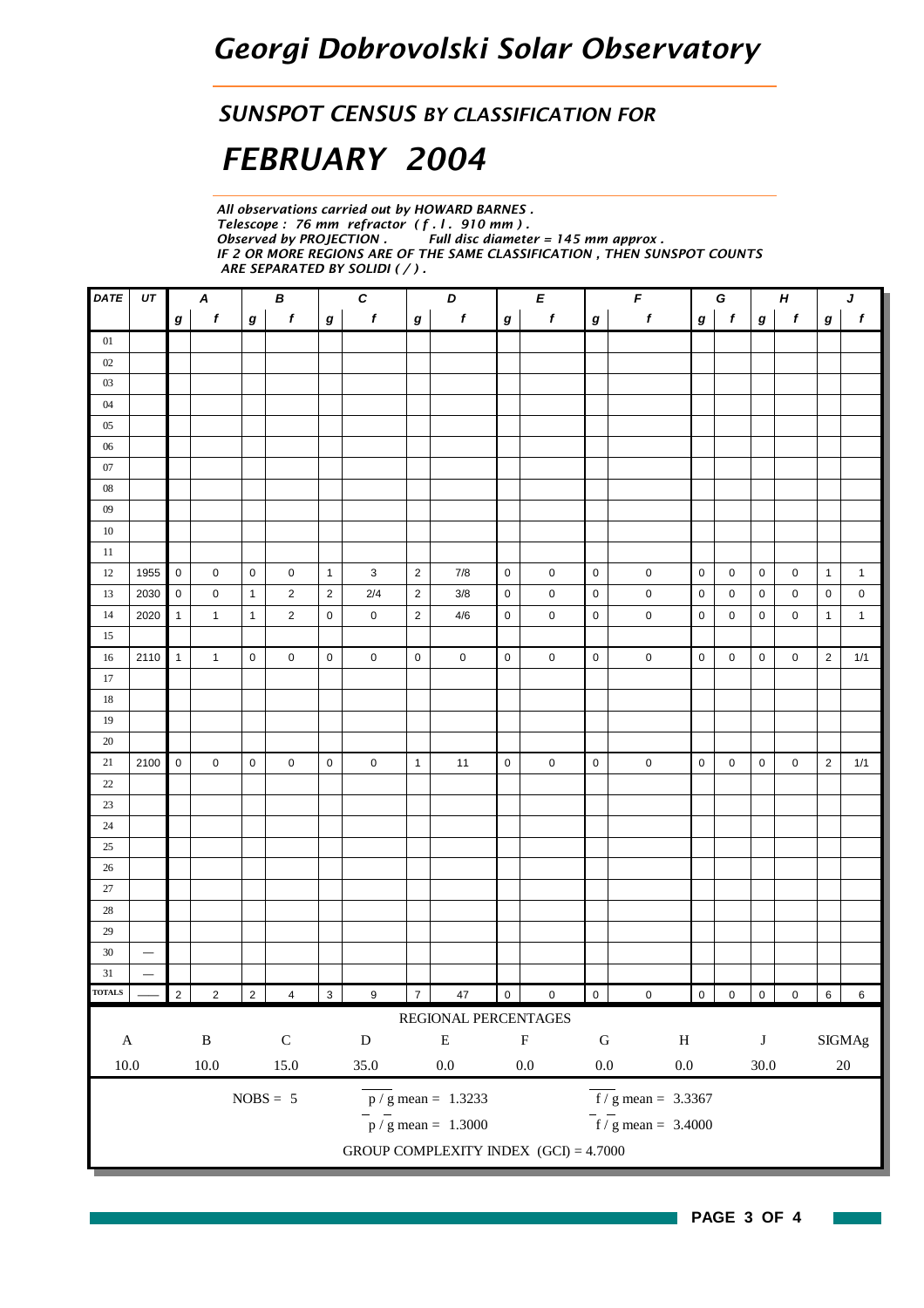# Georgi Dobrovolski Solar Observatory

## SUNSPOT CENSUS BY CLASSIFICATION FOR

# FEBRUARY 2004

*All observations carried out by HOWARD BARNES .*
*Telescope : 76 mm refractor ( f . l . 910 mm ) .*
*Observed by PROJECTION . Full disc diameter = 145 mm approx .*
*IF 2 OR MORE REGIONS ARE OF THE SAME CLASSIFICATION , THEN SUNSPOT COUNTS ARE SEPARATED BY SOLIDI ( / ) .*

| DATE | UT | A | | B | | C | | D | | E | | F | | G | | H | | J | |
|---|---|---|---|---|---|---|---|---|---|---|---|---|---|---|---|---|---|---|---|
| | | g | f | g | f | g | f | g | f | g | f | g | f | g | f | g | f | g | f |
| 01 | | | | | | | | | | | | | | | | | | | |
| 02 | | | | | | | | | | | | | | | | | | | |
| 03 | | | | | | | | | | | | | | | | | | | |
| 04 | | | | | | | | | | | | | | | | | | | |
| 05 | | | | | | | | | | | | | | | | | | | |
| 06 | | | | | | | | | | | | | | | | | | | |
| 07 | | | | | | | | | | | | | | | | | | | |
| 08 | | | | | | | | | | | | | | | | | | | |
| 09 | | | | | | | | | | | | | | | | | | | |
| 10 | | | | | | | | | | | | | | | | | | | |
| 11 | | | | | | | | | | | | | | | | | | | |
| 12 | 1955 | 0 | 0 | 0 | 0 | 1 | 3 | 2 | 7/8 | 0 | 0 | 0 | 0 | 0 | 0 | 0 | 0 | 1 | 1 |
| 13 | 2030 | 0 | 0 | 1 | 2 | 2 | 2/4 | 2 | 3/8 | 0 | 0 | 0 | 0 | 0 | 0 | 0 | 0 | 0 | 0 |
| 14 | 2020 | 1 | 1 | 1 | 2 | 0 | 0 | 2 | 4/6 | 0 | 0 | 0 | 0 | 0 | 0 | 0 | 0 | 1 | 1 |
| 15 | | | | | | | | | | | | | | | | | | | |
| 16 | 2110 | 1 | 1 | 0 | 0 | 0 | 0 | 0 | 0 | 0 | 0 | 0 | 0 | 0 | 0 | 0 | 0 | 2 | 1/1 |
| 17 | | | | | | | | | | | | | | | | | | | |
| 18 | | | | | | | | | | | | | | | | | | | |
| 19 | | | | | | | | | | | | | | | | | | | |
| 20 | | | | | | | | | | | | | | | | | | | |
| 21 | 2100 | 0 | 0 | 0 | 0 | 0 | 0 | 1 | 11 | 0 | 0 | 0 | 0 | 0 | 0 | 0 | 0 | 2 | 1/1 |
| 22 | | | | | | | | | | | | | | | | | | | |
| 23 | | | | | | | | | | | | | | | | | | | |
| 24 | | | | | | | | | | | | | | | | | | | |
| 25 | | | | | | | | | | | | | | | | | | | |
| 26 | | | | | | | | | | | | | | | | | | | |
| 27 | | | | | | | | | | | | | | | | | | | |
| 28 | | | | | | | | | | | | | | | | | | | |
| 29 | | | | | | | | | | | | | | | | | | | |
| 30 | — | | | | | | | | | | | | | | | | | | |
| 31 | — | | | | | | | | | | | | | | | | | | |
| TOTALS | —— | 2 | 2 | 2 | 4 | 3 | 9 | 7 | 47 | 0 | 0 | 0 | 0 | 0 | 0 | 0 | 0 | 6 | 6 |

REGIONAL PERCENTAGES

| A | B | C | D | E | F | G | H | J | SIGMAg |
|---|---|---|---|---|---|---|---|---|---|
| 10.0 | 10.0 | 15.0 | 35.0 | 0.0 | 0.0 | 0.0 | 0.0 | 30.0 | 20 |

NOBS = 5

$\overline{p/g}$ mean = 1.3233

$\overline{f/g}$ mean = 3.3367

$\bar{p}/\bar{g}$ mean = 1.3000

$\bar{f}/\bar{g}$ mean = 3.4000

GROUP COMPLEXITY INDEX (GCI) = 4.7000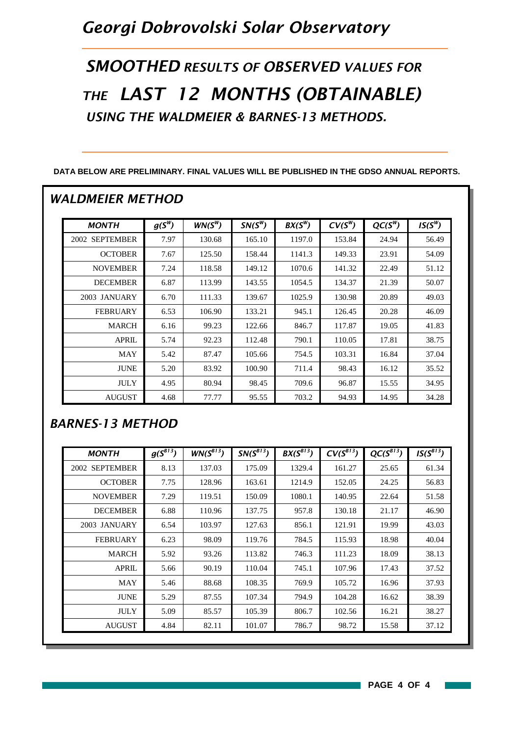# Georgi Dobrovolski Solar Observatory

## SMOOTHED RESULTS OF OBSERVED VALUES FOR THE LAST 12 MONTHS (OBTAINABLE) USING THE WALDMEIER & BARNES-13 METHODS.

**DATA BELOW ARE PRELIMINARY. FINAL VALUES WILL BE PUBLISHED IN THE GDSO ANNUAL REPORTS.**

### WALDMEIER METHOD

| MONTH | $g(S^W)$ | $WN(S^W)$ | $SN(S^W)$ | $BX(S^W)$ | $CV(S^W)$ | $QC(S^W)$ | $IS(S^W)$ |
|---|---|---|---|---|---|---|---|
| 2002 SEPTEMBER | 7.97 | 130.68 | 165.10 | 1197.0 | 153.84 | 24.94 | 56.49 |
| OCTOBER | 7.67 | 125.50 | 158.44 | 1141.3 | 149.33 | 23.91 | 54.09 |
| NOVEMBER | 7.24 | 118.58 | 149.12 | 1070.6 | 141.32 | 22.49 | 51.12 |
| DECEMBER | 6.87 | 113.99 | 143.55 | 1054.5 | 134.37 | 21.39 | 50.07 |
| 2003 JANUARY | 6.70 | 111.33 | 139.67 | 1025.9 | 130.98 | 20.89 | 49.03 |
| FEBRUARY | 6.53 | 106.90 | 133.21 | 945.1 | 126.45 | 20.28 | 46.09 |
| MARCH | 6.16 | 99.23 | 122.66 | 846.7 | 117.87 | 19.05 | 41.83 |
| APRIL | 5.74 | 92.23 | 112.48 | 790.1 | 110.05 | 17.81 | 38.75 |
| MAY | 5.42 | 87.47 | 105.66 | 754.5 | 103.31 | 16.84 | 37.04 |
| JUNE | 5.20 | 83.92 | 100.90 | 711.4 | 98.43 | 16.12 | 35.52 |
| JULY | 4.95 | 80.94 | 98.45 | 709.6 | 96.87 | 15.55 | 34.95 |
| AUGUST | 4.68 | 77.77 | 95.55 | 703.2 | 94.93 | 14.95 | 34.28 |

### BARNES-13 METHOD

| MONTH | $g(S^{B13})$ | $WN(S^{B13})$ | $SN(S^{B13})$ | $BX(S^{B13})$ | $CV(S^{B13})$ | $QC(S^{B13})$ | $IS(S^{B13})$ |
|---|---|---|---|---|---|---|---|
| 2002 SEPTEMBER | 8.13 | 137.03 | 175.09 | 1329.4 | 161.27 | 25.65 | 61.34 |
| OCTOBER | 7.75 | 128.96 | 163.61 | 1214.9 | 152.05 | 24.25 | 56.83 |
| NOVEMBER | 7.29 | 119.51 | 150.09 | 1080.1 | 140.95 | 22.64 | 51.58 |
| DECEMBER | 6.88 | 110.96 | 137.75 | 957.8 | 130.18 | 21.17 | 46.90 |
| 2003 JANUARY | 6.54 | 103.97 | 127.63 | 856.1 | 121.91 | 19.99 | 43.03 |
| FEBRUARY | 6.23 | 98.09 | 119.76 | 784.5 | 115.93 | 18.98 | 40.04 |
| MARCH | 5.92 | 93.26 | 113.82 | 746.3 | 111.23 | 18.09 | 38.13 |
| APRIL | 5.66 | 90.19 | 110.04 | 745.1 | 107.96 | 17.43 | 37.52 |
| MAY | 5.46 | 88.68 | 108.35 | 769.9 | 105.72 | 16.96 | 37.93 |
| JUNE | 5.29 | 87.55 | 107.34 | 794.9 | 104.28 | 16.62 | 38.39 |
| JULY | 5.09 | 85.57 | 105.39 | 806.7 | 102.56 | 16.21 | 38.27 |
| AUGUST | 4.84 | 82.11 | 101.07 | 786.7 | 98.72 | 15.58 | 37.12 |